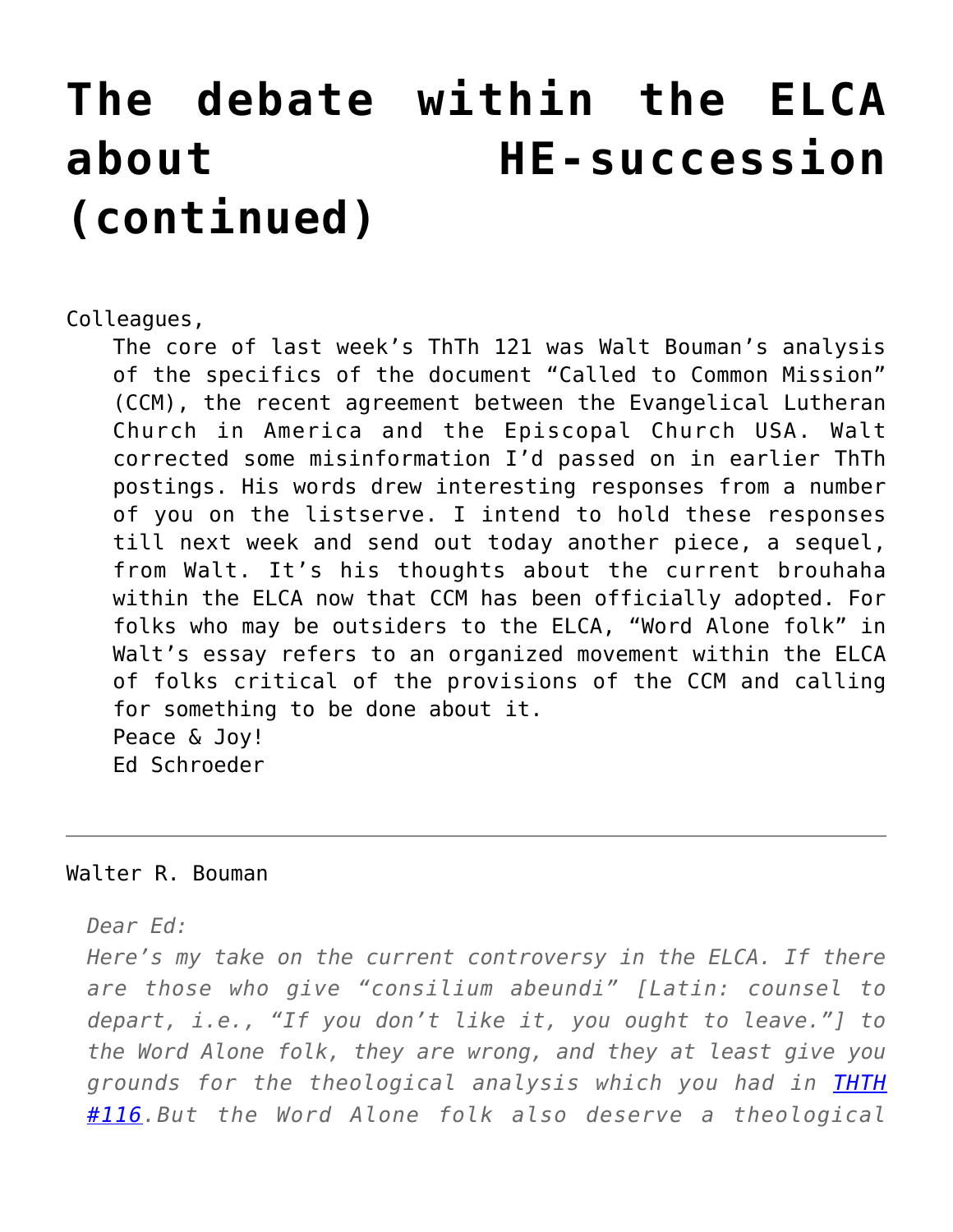# The debate within the ELCA about HE-succession (continued)

Colleagues,

The core of last week's ThTh 121 was Walt Bouman's analysis of the specifics of the document "Called to Common Mission" (CCM), the recent agreement between the Evangelical Lutheran Church in America and the Episcopal Church USA. Walt corrected some misinformation I'd passed on in earlier ThTh postings. His words drew interesting responses from a number of you on the listserve. I intend to hold these responses till next week and send out today another piece, a sequel, from Walt. It's his thoughts about the current brouhaha within the ELCA now that CCM has been officially adopted. For folks who may be outsiders to the ELCA, "Word Alone folk" in Walt's essay refers to an organized movement within the ELCA of folks critical of the provisions of the CCM and calling for something to be done about it.

Peace & Joy!

Ed Schroeder

---

Walter R. Bouman

*Dear Ed:*

*Here's my take on the current controversy in the ELCA. If there are those who give "consilium abeundi" [Latin: counsel to depart, i.e., "If you don't like it, you ought to leave."] to the Word Alone folk, they are wrong, and they at least give you grounds for the theological analysis which you had in [THTH #116](). But the Word Alone folk also deserve a theological*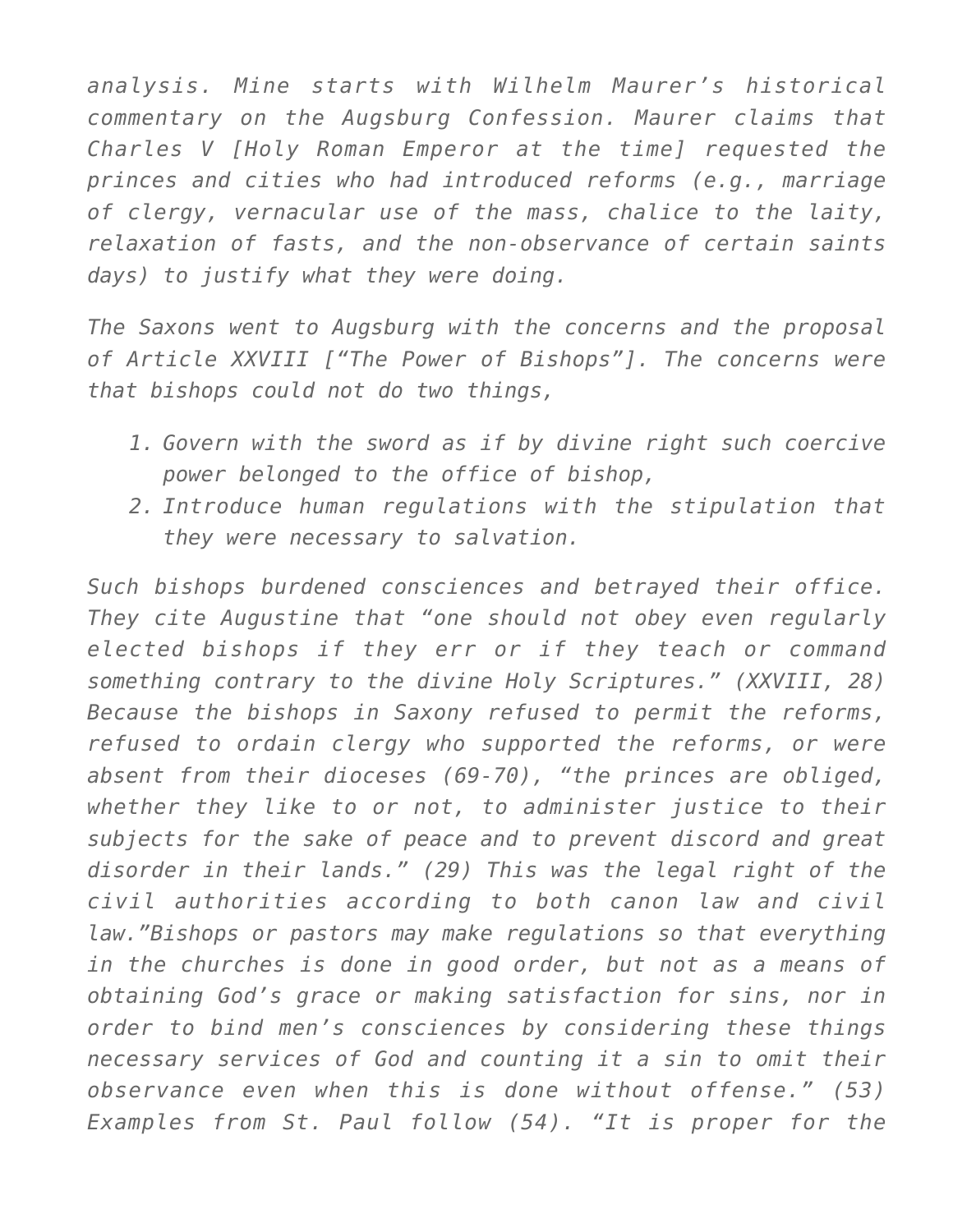*analysis. Mine starts with Wilhelm Maurer's historical commentary on the Augsburg Confession. Maurer claims that Charles V [Holy Roman Emperor at the time] requested the princes and cities who had introduced reforms (e.g., marriage of clergy, vernacular use of the mass, chalice to the laity, relaxation of fasts, and the non-observance of certain saints days) to justify what they were doing.*

*The Saxons went to Augsburg with the concerns and the proposal of Article XXVIII ["The Power of Bishops"]. The concerns were that bishops could not do two things,*

1. *Govern with the sword as if by divine right such coercive power belonged to the office of bishop,*
2. *Introduce human regulations with the stipulation that they were necessary to salvation.*

*Such bishops burdened consciences and betrayed their office. They cite Augustine that "one should not obey even regularly elected bishops if they err or if they teach or command something contrary to the divine Holy Scriptures." (XXVIII, 28) Because the bishops in Saxony refused to permit the reforms, refused to ordain clergy who supported the reforms, or were absent from their dioceses (69-70), "the princes are obliged, whether they like to or not, to administer justice to their subjects for the sake of peace and to prevent discord and great disorder in their lands." (29) This was the legal right of the civil authorities according to both canon law and civil law."Bishops or pastors may make regulations so that everything in the churches is done in good order, but not as a means of obtaining God's grace or making satisfaction for sins, nor in order to bind men's consciences by considering these things necessary services of God and counting it a sin to omit their observance even when this is done without offense." (53) Examples from St. Paul follow (54). "It is proper for the*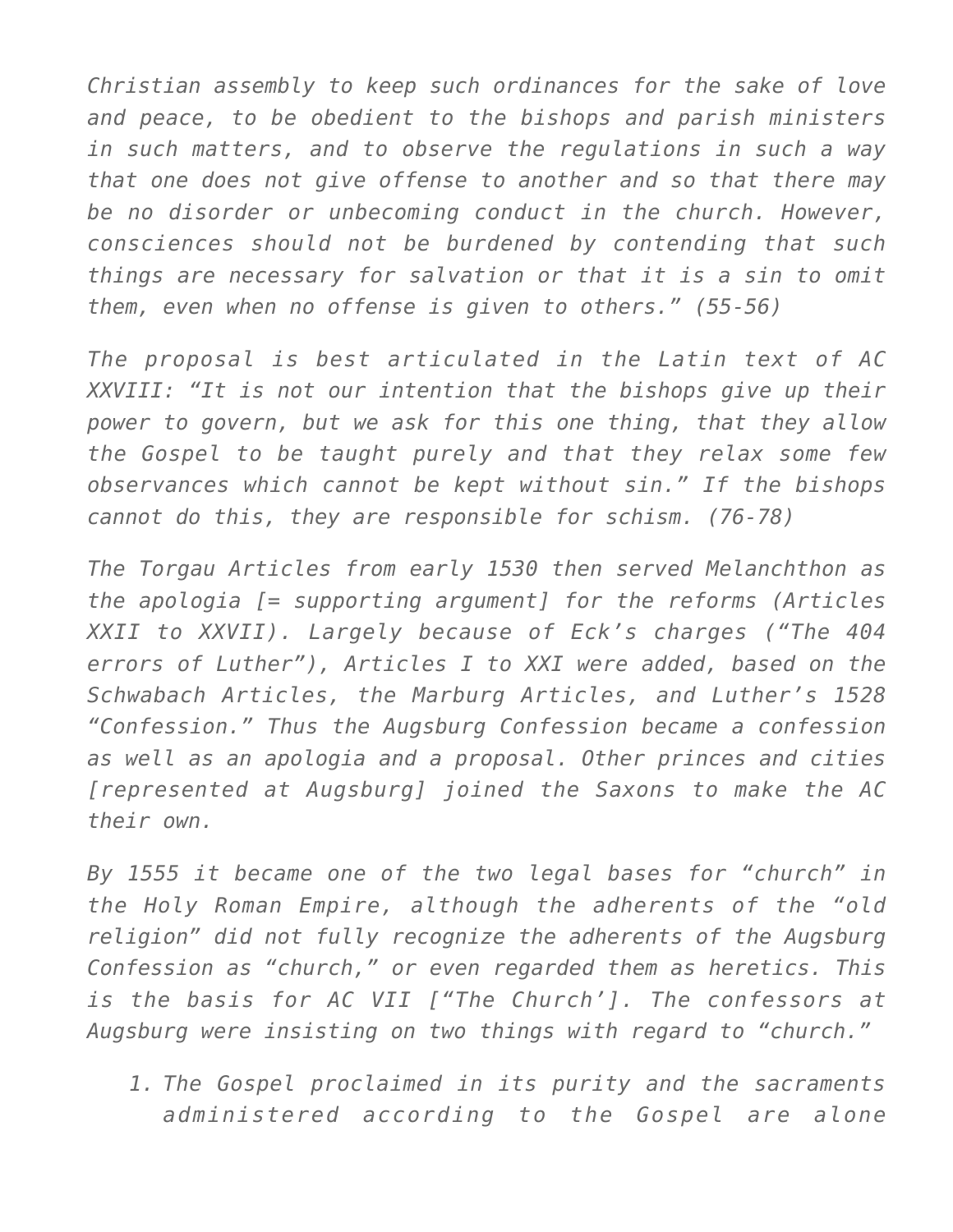*Christian assembly to keep such ordinances for the sake of love and peace, to be obedient to the bishops and parish ministers in such matters, and to observe the regulations in such a way that one does not give offense to another and so that there may be no disorder or unbecoming conduct in the church. However, consciences should not be burdened by contending that such things are necessary for salvation or that it is a sin to omit them, even when no offense is given to others." (55-56)*

*The proposal is best articulated in the Latin text of AC XXVIII: "It is not our intention that the bishops give up their power to govern, but we ask for this one thing, that they allow the Gospel to be taught purely and that they relax some few observances which cannot be kept without sin." If the bishops cannot do this, they are responsible for schism. (76-78)*

*The Torgau Articles from early 1530 then served Melanchthon as the apologia [= supporting argument] for the reforms (Articles XXII to XXVII). Largely because of Eck's charges ("The 404 errors of Luther"), Articles I to XXI were added, based on the Schwabach Articles, the Marburg Articles, and Luther's 1528 "Confession." Thus the Augsburg Confession became a confession as well as an apologia and a proposal. Other princes and cities [represented at Augsburg] joined the Saxons to make the AC their own.*

*By 1555 it became one of the two legal bases for "church" in the Holy Roman Empire, although the adherents of the "old religion" did not fully recognize the adherents of the Augsburg Confession as "church," or even regarded them as heretics. This is the basis for AC VII ["The Church']. The confessors at Augsburg were insisting on two things with regard to "church."*

1. *The Gospel proclaimed in its purity and the sacraments administered according to the Gospel are alone*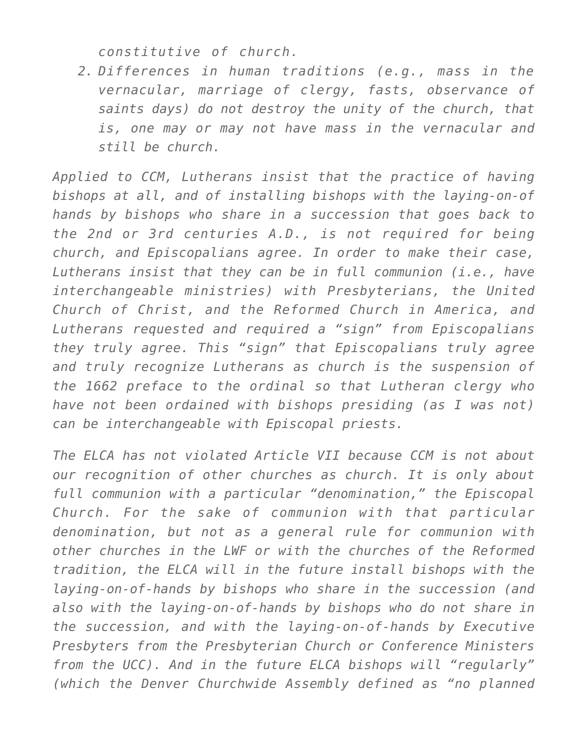*constitutive of church.*

2. *Differences in human traditions (e.g., mass in the vernacular, marriage of clergy, fasts, observance of saints days) do not destroy the unity of the church, that is, one may or may not have mass in the vernacular and still be church.*

*Applied to CCM, Lutherans insist that the practice of having bishops at all, and of installing bishops with the laying-on-of hands by bishops who share in a succession that goes back to the 2nd or 3rd centuries A.D., is not required for being church, and Episcopalians agree. In order to make their case, Lutherans insist that they can be in full communion (i.e., have interchangeable ministries) with Presbyterians, the United Church of Christ, and the Reformed Church in America, and Lutherans requested and required a "sign" from Episcopalians they truly agree. This "sign" that Episcopalians truly agree and truly recognize Lutherans as church is the suspension of the 1662 preface to the ordinal so that Lutheran clergy who have not been ordained with bishops presiding (as I was not) can be interchangeable with Episcopal priests.*

*The ELCA has not violated Article VII because CCM is not about our recognition of other churches as church. It is only about full communion with a particular "denomination," the Episcopal Church. For the sake of communion with that particular denomination, but not as a general rule for communion with other churches in the LWF or with the churches of the Reformed tradition, the ELCA will in the future install bishops with the laying-on-of-hands by bishops who share in the succession (and also with the laying-on-of-hands by bishops who do not share in the succession, and with the laying-on-of-hands by Executive Presbyters from the Presbyterian Church or Conference Ministers from the UCC). And in the future ELCA bishops will "regularly" (which the Denver Churchwide Assembly defined as "no planned*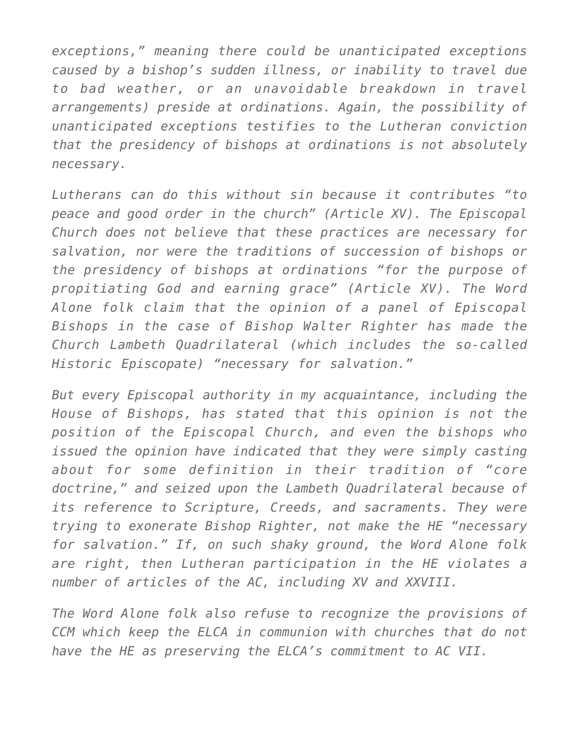*exceptions," meaning there could be unanticipated exceptions caused by a bishop's sudden illness, or inability to travel due to bad weather, or an unavoidable breakdown in travel arrangements) preside at ordinations. Again, the possibility of unanticipated exceptions testifies to the Lutheran conviction that the presidency of bishops at ordinations is not absolutely necessary.*

*Lutherans can do this without sin because it contributes "to peace and good order in the church" (Article XV). The Episcopal Church does not believe that these practices are necessary for salvation, nor were the traditions of succession of bishops or the presidency of bishops at ordinations "for the purpose of propitiating God and earning grace" (Article XV). The Word Alone folk claim that the opinion of a panel of Episcopal Bishops in the case of Bishop Walter Righter has made the Church Lambeth Quadrilateral (which includes the so-called Historic Episcopate) "necessary for salvation."*

*But every Episcopal authority in my acquaintance, including the House of Bishops, has stated that this opinion is not the position of the Episcopal Church, and even the bishops who issued the opinion have indicated that they were simply casting about for some definition in their tradition of "core doctrine," and seized upon the Lambeth Quadrilateral because of its reference to Scripture, Creeds, and sacraments. They were trying to exonerate Bishop Righter, not make the HE "necessary for salvation." If, on such shaky ground, the Word Alone folk are right, then Lutheran participation in the HE violates a number of articles of the AC, including XV and XXVIII.*

*The Word Alone folk also refuse to recognize the provisions of CCM which keep the ELCA in communion with churches that do not have the HE as preserving the ELCA's commitment to AC VII.*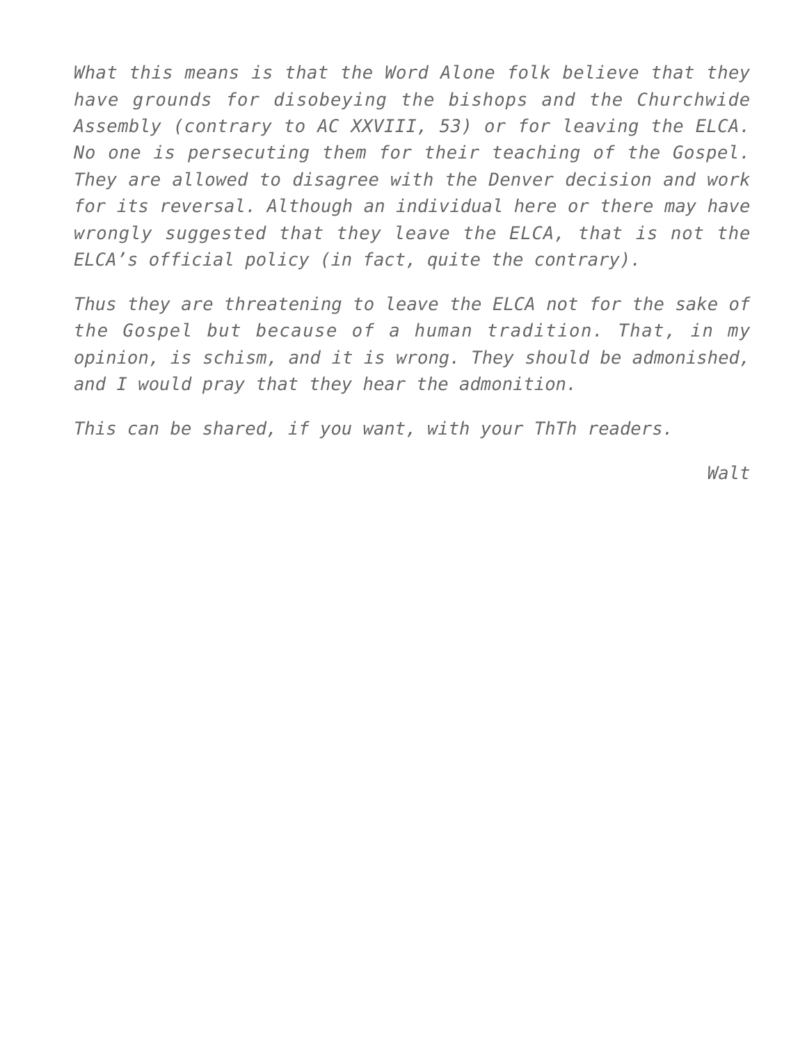*What this means is that the Word Alone folk believe that they have grounds for disobeying the bishops and the Churchwide Assembly (contrary to AC XXVIII, 53) or for leaving the ELCA. No one is persecuting them for their teaching of the Gospel. They are allowed to disagree with the Denver decision and work for its reversal. Although an individual here or there may have wrongly suggested that they leave the ELCA, that is not the ELCA's official policy (in fact, quite the contrary).*

*Thus they are threatening to leave the ELCA not for the sake of the Gospel but because of a human tradition. That, in my opinion, is schism, and it is wrong. They should be admonished, and I would pray that they hear the admonition.*

*This can be shared, if you want, with your ThTh readers.*

*Walt*